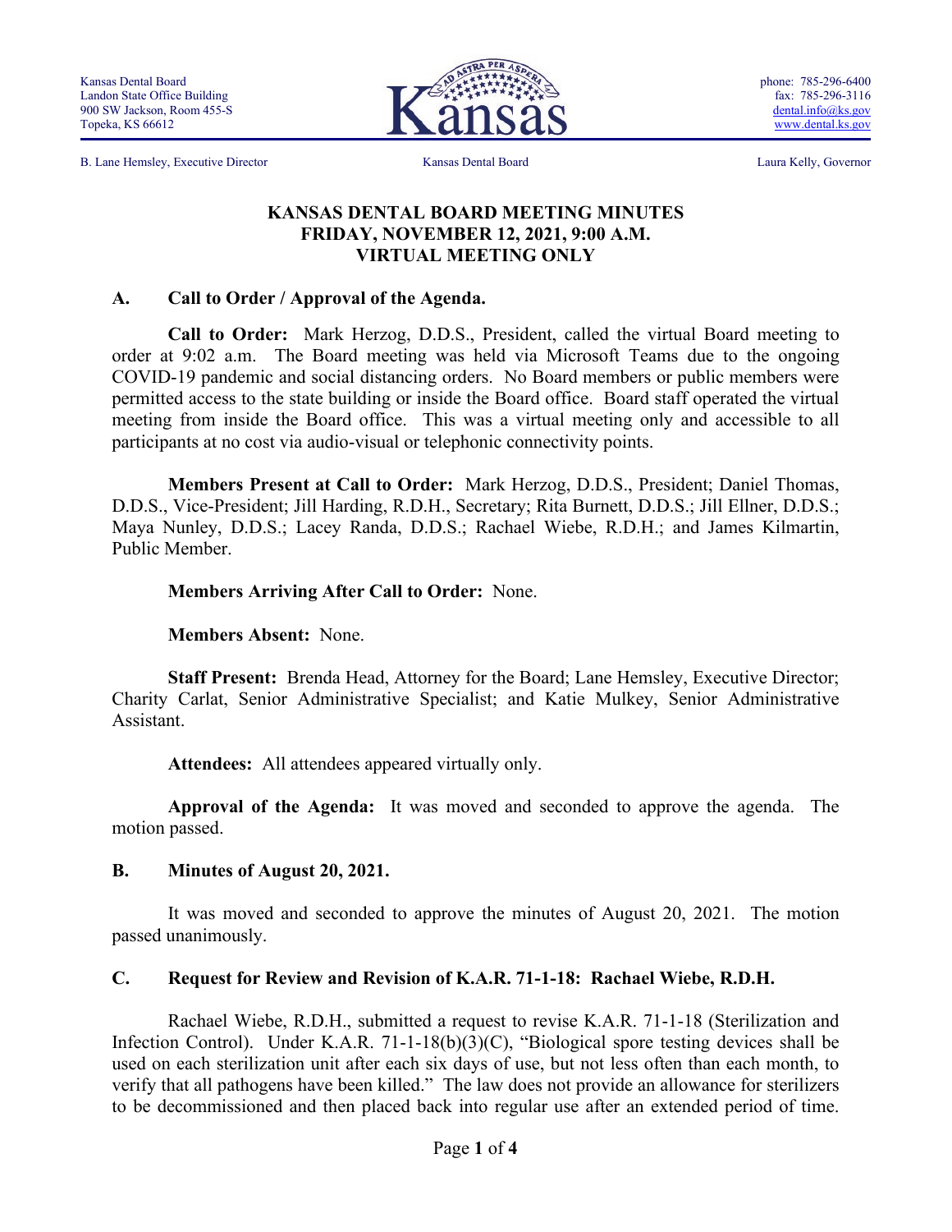Kansas Dental Board
Landon State Office Building
900 SW Jackson, Room 455-S
Topeka, KS 66612

phone: 785-296-6400
fax: 785-296-3116
dental.info@ks.gov
www.dental.ks.gov

B. Lane Hemsley, Executive Director | Kansas Dental Board | Laura Kelly, Governor

# KANSAS DENTAL BOARD MEETING MINUTES
# FRIDAY, NOVEMBER 12, 2021, 9:00 A.M.
# VIRTUAL MEETING ONLY

## A. Call to Order / Approval of the Agenda.

**Call to Order:** Mark Herzog, D.D.S., President, called the virtual Board meeting to order at 9:02 a.m. The Board meeting was held via Microsoft Teams due to the ongoing COVID-19 pandemic and social distancing orders. No Board members or public members were permitted access to the state building or inside the Board office. Board staff operated the virtual meeting from inside the Board office. This was a virtual meeting only and accessible to all participants at no cost via audio-visual or telephonic connectivity points.

**Members Present at Call to Order:** Mark Herzog, D.D.S., President; Daniel Thomas, D.D.S., Vice-President; Jill Harding, R.D.H., Secretary; Rita Burnett, D.D.S.; Jill Ellner, D.D.S.; Maya Nunley, D.D.S.; Lacey Randa, D.D.S.; Rachael Wiebe, R.D.H.; and James Kilmartin, Public Member.

**Members Arriving After Call to Order:** None.

**Members Absent:** None.

**Staff Present:** Brenda Head, Attorney for the Board; Lane Hemsley, Executive Director; Charity Carlat, Senior Administrative Specialist; and Katie Mulkey, Senior Administrative Assistant.

**Attendees:** All attendees appeared virtually only.

**Approval of the Agenda:** It was moved and seconded to approve the agenda. The motion passed.

## B. Minutes of August 20, 2021.

It was moved and seconded to approve the minutes of August 20, 2021. The motion passed unanimously.

## C. Request for Review and Revision of K.A.R. 71-1-18: Rachael Wiebe, R.D.H.

Rachael Wiebe, R.D.H., submitted a request to revise K.A.R. 71-1-18 (Sterilization and Infection Control). Under K.A.R. 71-1-18(b)(3)(C), "Biological spore testing devices shall be used on each sterilization unit after each six days of use, but not less often than each month, to verify that all pathogens have been killed." The law does not provide an allowance for sterilizers to be decommissioned and then placed back into regular use after an extended period of time.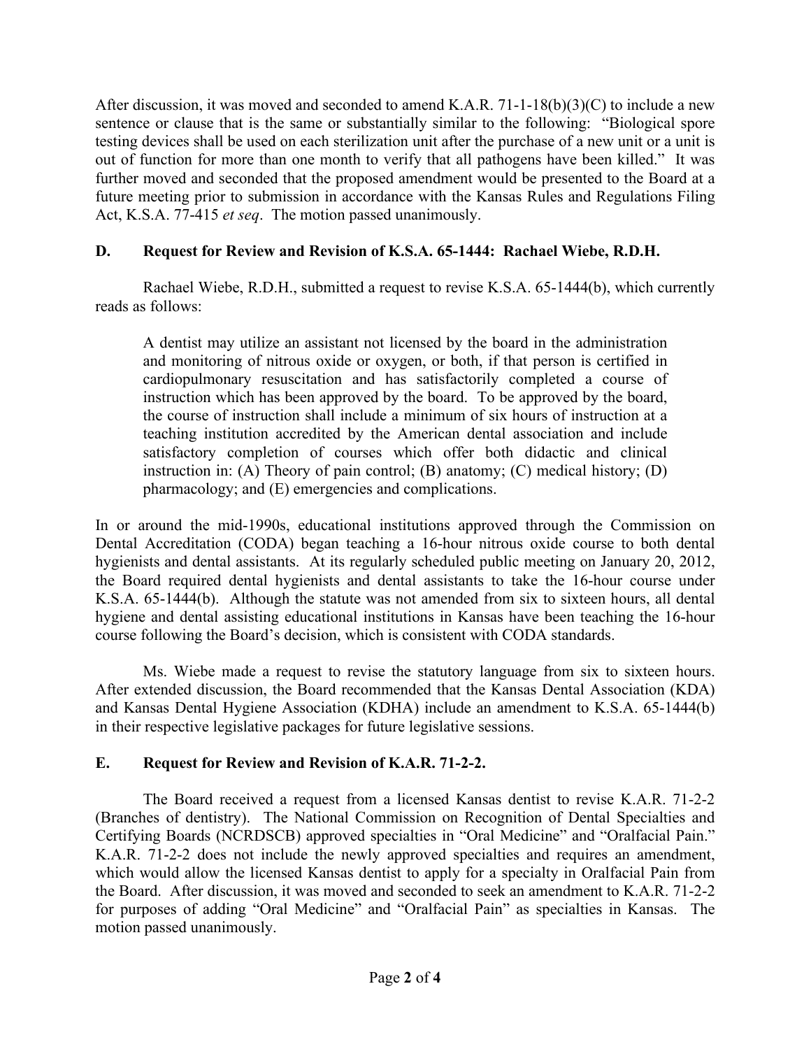After discussion, it was moved and seconded to amend K.A.R. 71-1-18(b)(3)(C) to include a new sentence or clause that is the same or substantially similar to the following: "Biological spore testing devices shall be used on each sterilization unit after the purchase of a new unit or a unit is out of function for more than one month to verify that all pathogens have been killed." It was further moved and seconded that the proposed amendment would be presented to the Board at a future meeting prior to submission in accordance with the Kansas Rules and Regulations Filing Act, K.S.A. 77-415 *et seq*. The motion passed unanimously.

### D. Request for Review and Revision of K.S.A. 65-1444: Rachael Wiebe, R.D.H.

Rachael Wiebe, R.D.H., submitted a request to revise K.S.A. 65-1444(b), which currently reads as follows:

> A dentist may utilize an assistant not licensed by the board in the administration and monitoring of nitrous oxide or oxygen, or both, if that person is certified in cardiopulmonary resuscitation and has satisfactorily completed a course of instruction which has been approved by the board. To be approved by the board, the course of instruction shall include a minimum of six hours of instruction at a teaching institution accredited by the American dental association and include satisfactory completion of courses which offer both didactic and clinical instruction in: (A) Theory of pain control; (B) anatomy; (C) medical history; (D) pharmacology; and (E) emergencies and complications.

In or around the mid-1990s, educational institutions approved through the Commission on Dental Accreditation (CODA) began teaching a 16-hour nitrous oxide course to both dental hygienists and dental assistants. At its regularly scheduled public meeting on January 20, 2012, the Board required dental hygienists and dental assistants to take the 16-hour course under K.S.A. 65-1444(b). Although the statute was not amended from six to sixteen hours, all dental hygiene and dental assisting educational institutions in Kansas have been teaching the 16-hour course following the Board's decision, which is consistent with CODA standards.

Ms. Wiebe made a request to revise the statutory language from six to sixteen hours. After extended discussion, the Board recommended that the Kansas Dental Association (KDA) and Kansas Dental Hygiene Association (KDHA) include an amendment to K.S.A. 65-1444(b) in their respective legislative packages for future legislative sessions.

### E. Request for Review and Revision of K.A.R. 71-2-2.

The Board received a request from a licensed Kansas dentist to revise K.A.R. 71-2-2 (Branches of dentistry). The National Commission on Recognition of Dental Specialties and Certifying Boards (NCRDSCB) approved specialties in "Oral Medicine" and "Oralfacial Pain." K.A.R. 71-2-2 does not include the newly approved specialties and requires an amendment, which would allow the licensed Kansas dentist to apply for a specialty in Oralfacial Pain from the Board. After discussion, it was moved and seconded to seek an amendment to K.A.R. 71-2-2 for purposes of adding "Oral Medicine" and "Oralfacial Pain" as specialties in Kansas. The motion passed unanimously.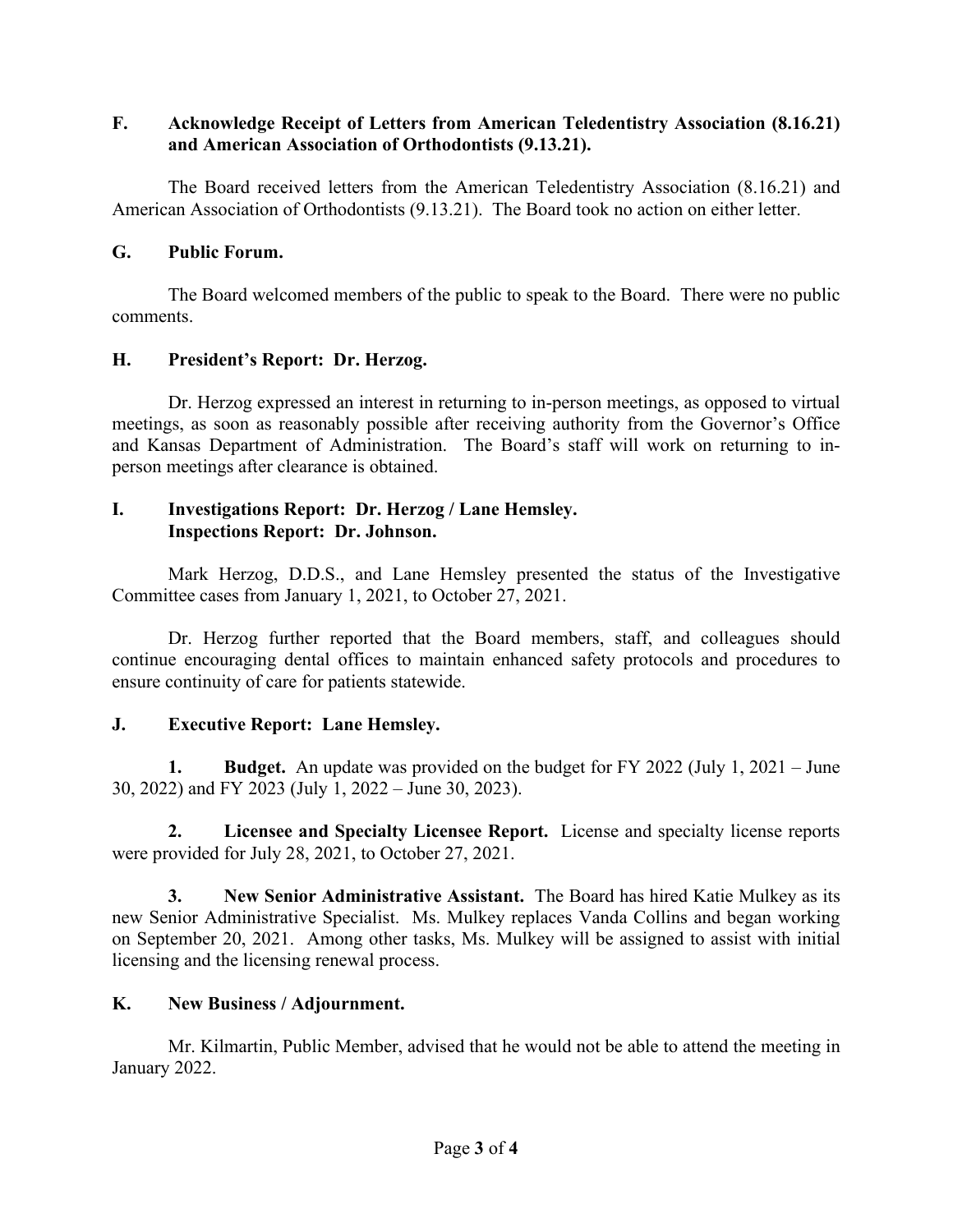**F. Acknowledge Receipt of Letters from American Teledentistry Association (8.16.21) and American Association of Orthodontists (9.13.21).**

The Board received letters from the American Teledentistry Association (8.16.21) and American Association of Orthodontists (9.13.21). The Board took no action on either letter.

**G. Public Forum.**

The Board welcomed members of the public to speak to the Board. There were no public comments.

**H. President's Report: Dr. Herzog.**

Dr. Herzog expressed an interest in returning to in-person meetings, as opposed to virtual meetings, as soon as reasonably possible after receiving authority from the Governor's Office and Kansas Department of Administration. The Board's staff will work on returning to in-person meetings after clearance is obtained.

**I. Investigations Report: Dr. Herzog / Lane Hemsley.**
**Inspections Report: Dr. Johnson.**

Mark Herzog, D.D.S., and Lane Hemsley presented the status of the Investigative Committee cases from January 1, 2021, to October 27, 2021.

Dr. Herzog further reported that the Board members, staff, and colleagues should continue encouraging dental offices to maintain enhanced safety protocols and procedures to ensure continuity of care for patients statewide.

**J. Executive Report: Lane Hemsley.**

**1. Budget.** An update was provided on the budget for FY 2022 (July 1, 2021 – June 30, 2022) and FY 2023 (July 1, 2022 – June 30, 2023).

**2. Licensee and Specialty Licensee Report.** License and specialty license reports were provided for July 28, 2021, to October 27, 2021.

**3. New Senior Administrative Assistant.** The Board has hired Katie Mulkey as its new Senior Administrative Specialist. Ms. Mulkey replaces Vanda Collins and began working on September 20, 2021. Among other tasks, Ms. Mulkey will be assigned to assist with initial licensing and the licensing renewal process.

**K. New Business / Adjournment.**

Mr. Kilmartin, Public Member, advised that he would not be able to attend the meeting in January 2022.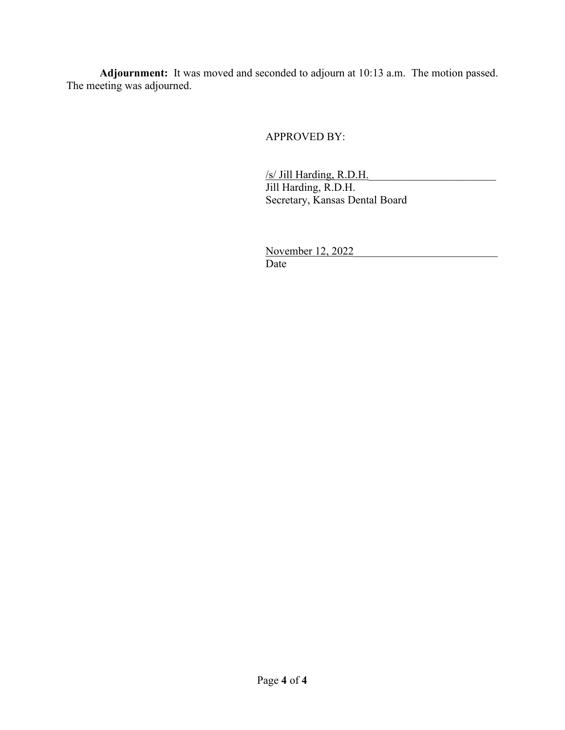**Adjournment:** It was moved and seconded to adjourn at 10:13 a.m. The motion passed. The meeting was adjourned.

APPROVED BY:

/s/ Jill Harding, R.D.H.
Jill Harding, R.D.H.
Secretary, Kansas Dental Board

November 12, 2022
Date